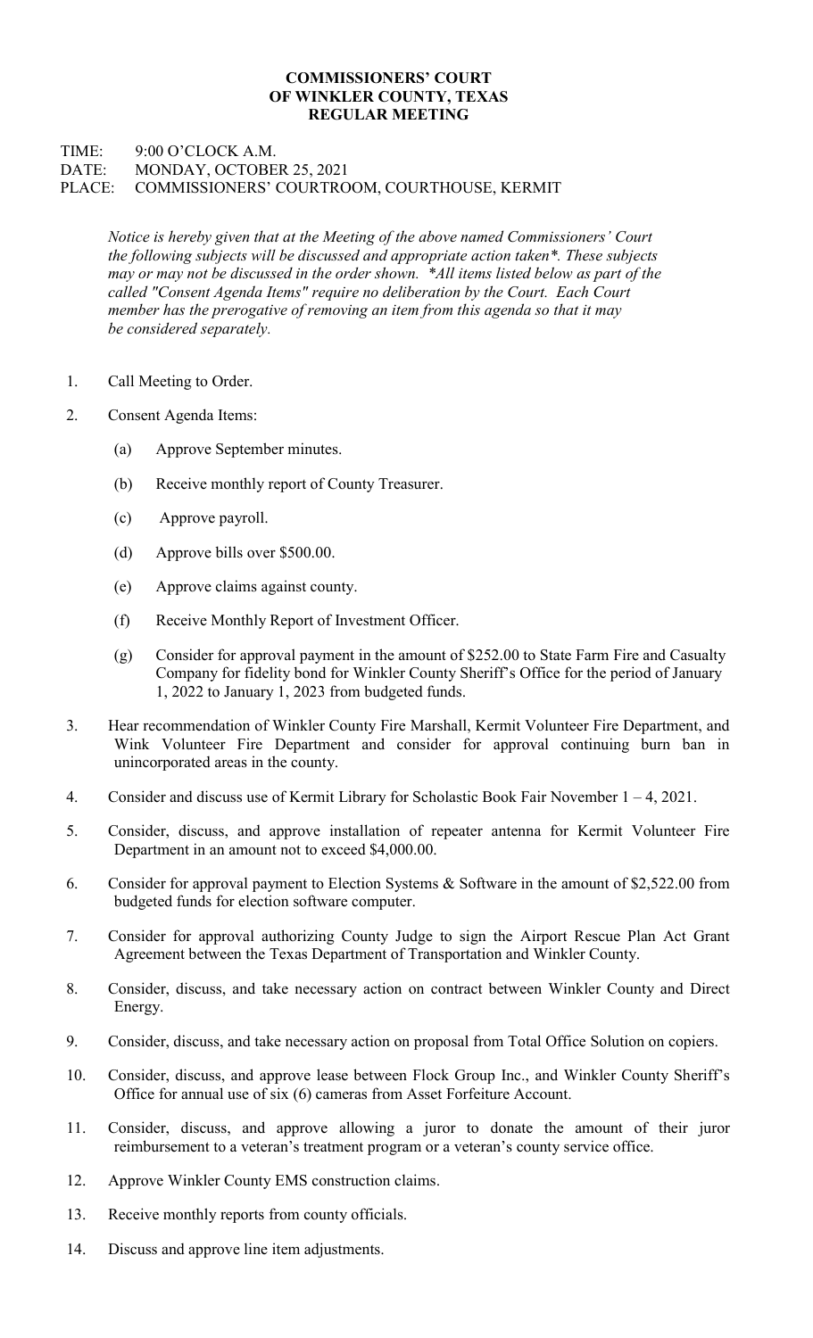**COMMISSIONERS' COURT**
**OF WINKLER COUNTY, TEXAS**
**REGULAR MEETING**

TIME: 9:00 O'CLOCK A.M.
DATE: MONDAY, OCTOBER 25, 2021
PLACE: COMMISSIONERS' COURTROOM, COURTHOUSE, KERMIT

*Notice is hereby given that at the Meeting of the above named Commissioners' Court the following subjects will be discussed and appropriate action taken*. These subjects may or may not be discussed in the order shown. *All items listed below as part of the called "Consent Agenda Items" require no deliberation by the Court. Each Court member has the prerogative of removing an item from this agenda so that it may be considered separately.*

1. Call Meeting to Order.

2. Consent Agenda Items:

   (a) Approve September minutes.

   (b) Receive monthly report of County Treasurer.

   (c) Approve payroll.

   (d) Approve bills over $500.00.

   (e) Approve claims against county.

   (f) Receive Monthly Report of Investment Officer.

   (g) Consider for approval payment in the amount of $252.00 to State Farm Fire and Casualty Company for fidelity bond for Winkler County Sheriff's Office for the period of January 1, 2022 to January 1, 2023 from budgeted funds.

3. Hear recommendation of Winkler County Fire Marshall, Kermit Volunteer Fire Department, and Wink Volunteer Fire Department and consider for approval continuing burn ban in unincorporated areas in the county.

4. Consider and discuss use of Kermit Library for Scholastic Book Fair November 1 – 4, 2021.

5. Consider, discuss, and approve installation of repeater antenna for Kermit Volunteer Fire Department in an amount not to exceed $4,000.00.

6. Consider for approval payment to Election Systems & Software in the amount of $2,522.00 from budgeted funds for election software computer.

7. Consider for approval authorizing County Judge to sign the Airport Rescue Plan Act Grant Agreement between the Texas Department of Transportation and Winkler County.

8. Consider, discuss, and take necessary action on contract between Winkler County and Direct Energy.

9. Consider, discuss, and take necessary action on proposal from Total Office Solution on copiers.

10. Consider, discuss, and approve lease between Flock Group Inc., and Winkler County Sheriff's Office for annual use of six (6) cameras from Asset Forfeiture Account.

11. Consider, discuss, and approve allowing a juror to donate the amount of their juror reimbursement to a veteran's treatment program or a veteran's county service office.

12. Approve Winkler County EMS construction claims.

13. Receive monthly reports from county officials.

14. Discuss and approve line item adjustments.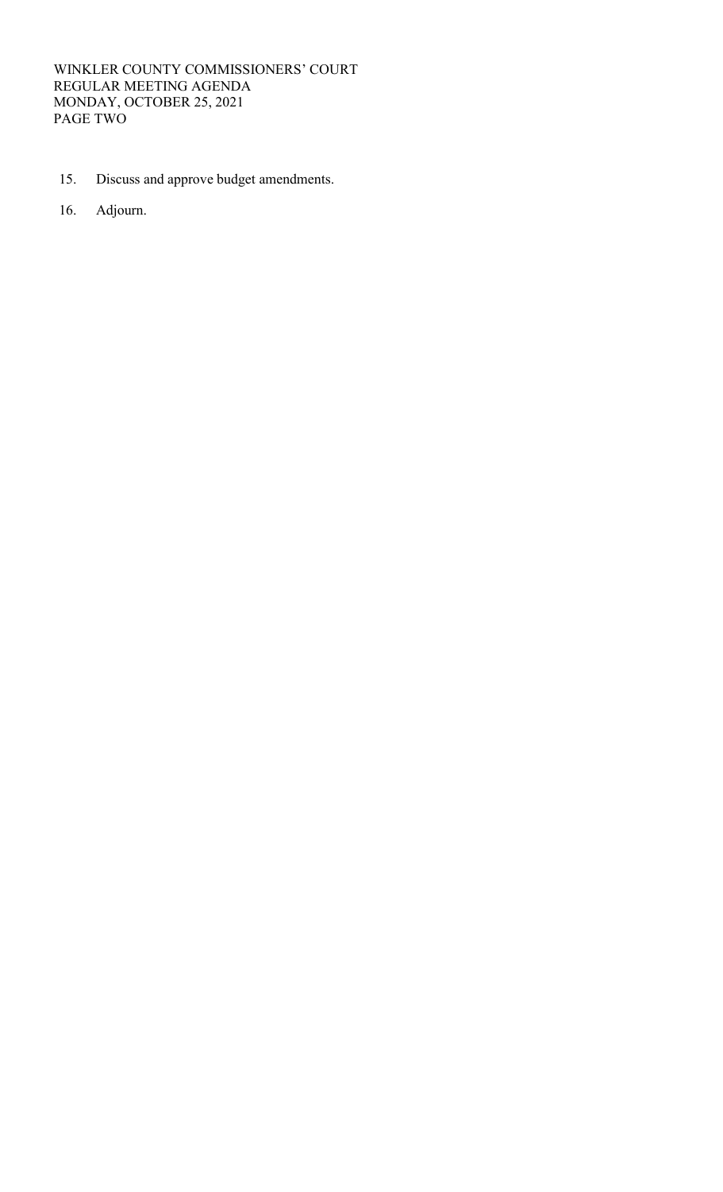15. Discuss and approve budget amendments.

16. Adjourn.